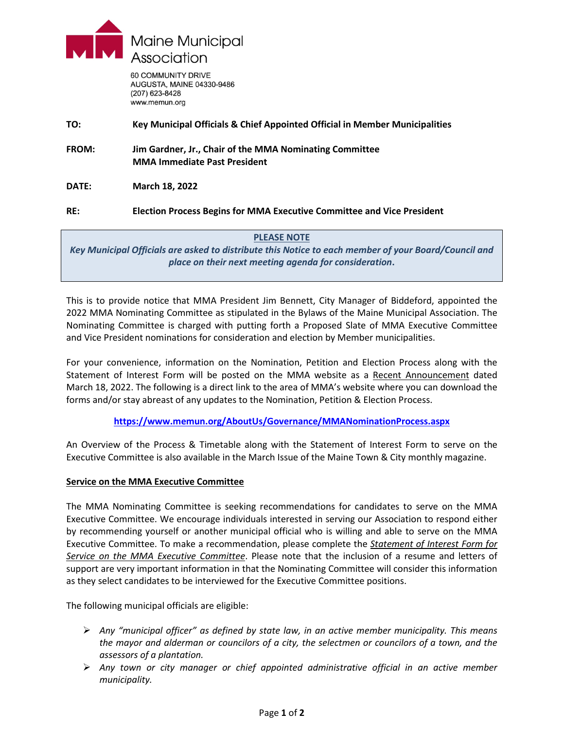Maine Municipal Association

60 COMMUNITY DRIVE
AUGUSTA, MAINE 04330-9486
(207) 623-8428
www.memun.org

**TO:** **Key Municipal Officials & Chief Appointed Official in Member Municipalities**

**FROM:** **Jim Gardner, Jr., Chair of the MMA Nominating Committee**
**MMA Immediate Past President**

**DATE:** **March 18, 2022**

**RE:** **Election Process Begins for MMA Executive Committee and Vice President**

> **PLEASE NOTE**
>
> ***Key Municipal Officials are asked to distribute this Notice to each member of your Board/Council and place on their next meeting agenda for consideration.***

This is to provide notice that MMA President Jim Bennett, City Manager of Biddeford, appointed the 2022 MMA Nominating Committee as stipulated in the Bylaws of the Maine Municipal Association. The Nominating Committee is charged with putting forth a Proposed Slate of MMA Executive Committee and Vice President nominations for consideration and election by Member municipalities.

For your convenience, information on the Nomination, Petition and Election Process along with the Statement of Interest Form will be posted on the MMA website as a Recent Announcement dated March 18, 2022. The following is a direct link to the area of MMA's website where you can download the forms and/or stay abreast of any updates to the Nomination, Petition & Election Process.

**https://www.memun.org/AboutUs/Governance/MMANominationProcess.aspx**

An Overview of the Process & Timetable along with the Statement of Interest Form to serve on the Executive Committee is also available in the March Issue of the Maine Town & City monthly magazine.

**Service on the MMA Executive Committee**

The MMA Nominating Committee is seeking recommendations for candidates to serve on the MMA Executive Committee. We encourage individuals interested in serving our Association to respond either by recommending yourself or another municipal official who is willing and able to serve on the MMA Executive Committee. To make a recommendation, please complete the *Statement of Interest Form for Service on the MMA Executive Committee*. Please note that the inclusion of a resume and letters of support are very important information in that the Nominating Committee will consider this information as they select candidates to be interviewed for the Executive Committee positions.

The following municipal officials are eligible:

- *Any "municipal officer" as defined by state law, in an active member municipality. This means the mayor and alderman or councilors of a city, the selectmen or councilors of a town, and the assessors of a plantation.*
- *Any town or city manager or chief appointed administrative official in an active member municipality.*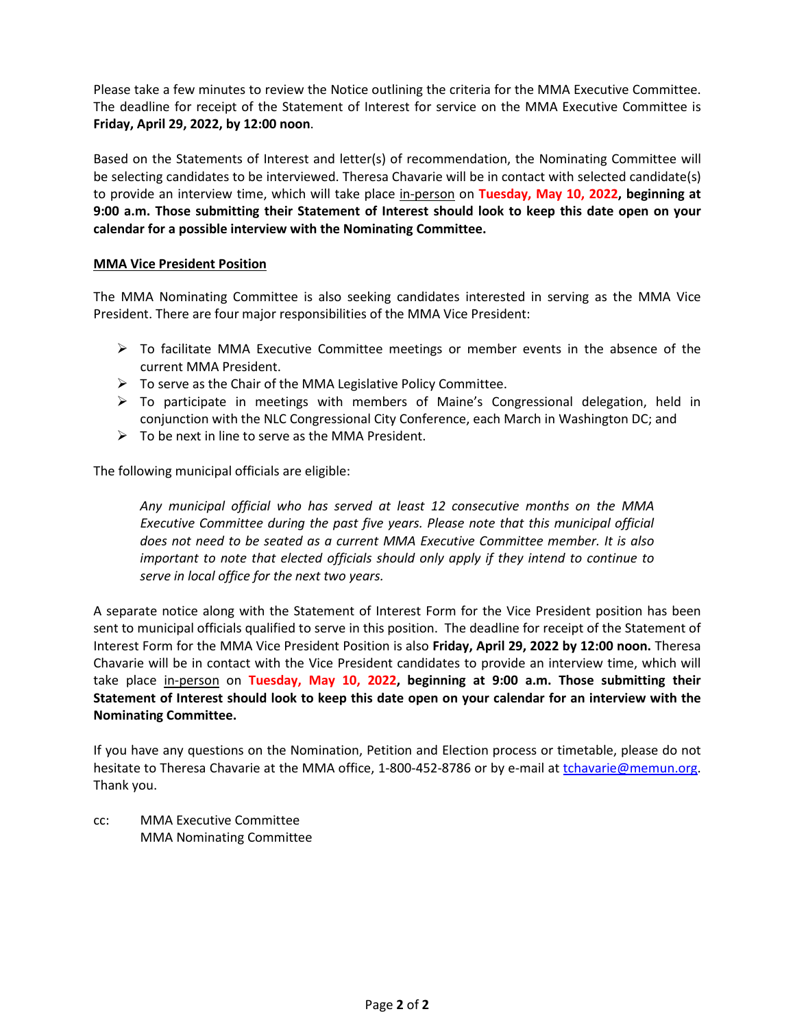Please take a few minutes to review the Notice outlining the criteria for the MMA Executive Committee. The deadline for receipt of the Statement of Interest for service on the MMA Executive Committee is **Friday, April 29, 2022, by 12:00 noon**.

Based on the Statements of Interest and letter(s) of recommendation, the Nominating Committee will be selecting candidates to be interviewed. Theresa Chavarie will be in contact with selected candidate(s) to provide an interview time, which will take place in-person on **Tuesday, May 10, 2022, beginning at 9:00 a.m. Those submitting their Statement of Interest should look to keep this date open on your calendar for a possible interview with the Nominating Committee.**

**MMA Vice President Position**

The MMA Nominating Committee is also seeking candidates interested in serving as the MMA Vice President. There are four major responsibilities of the MMA Vice President:

- To facilitate MMA Executive Committee meetings or member events in the absence of the current MMA President.
- To serve as the Chair of the MMA Legislative Policy Committee.
- To participate in meetings with members of Maine's Congressional delegation, held in conjunction with the NLC Congressional City Conference, each March in Washington DC; and
- To be next in line to serve as the MMA President.

The following municipal officials are eligible:

> *Any municipal official who has served at least 12 consecutive months on the MMA Executive Committee during the past five years. Please note that this municipal official does not need to be seated as a current MMA Executive Committee member. It is also important to note that elected officials should only apply if they intend to continue to serve in local office for the next two years.*

A separate notice along with the Statement of Interest Form for the Vice President position has been sent to municipal officials qualified to serve in this position. The deadline for receipt of the Statement of Interest Form for the MMA Vice President Position is also **Friday, April 29, 2022 by 12:00 noon.** Theresa Chavarie will be in contact with the Vice President candidates to provide an interview time, which will take place in-person on **Tuesday, May 10, 2022, beginning at 9:00 a.m. Those submitting their Statement of Interest should look to keep this date open on your calendar for an interview with the Nominating Committee.**

If you have any questions on the Nomination, Petition and Election process or timetable, please do not hesitate to Theresa Chavarie at the MMA office, 1-800-452-8786 or by e-mail at tchavarie@memun.org. Thank you.

cc: MMA Executive Committee
MMA Nominating Committee